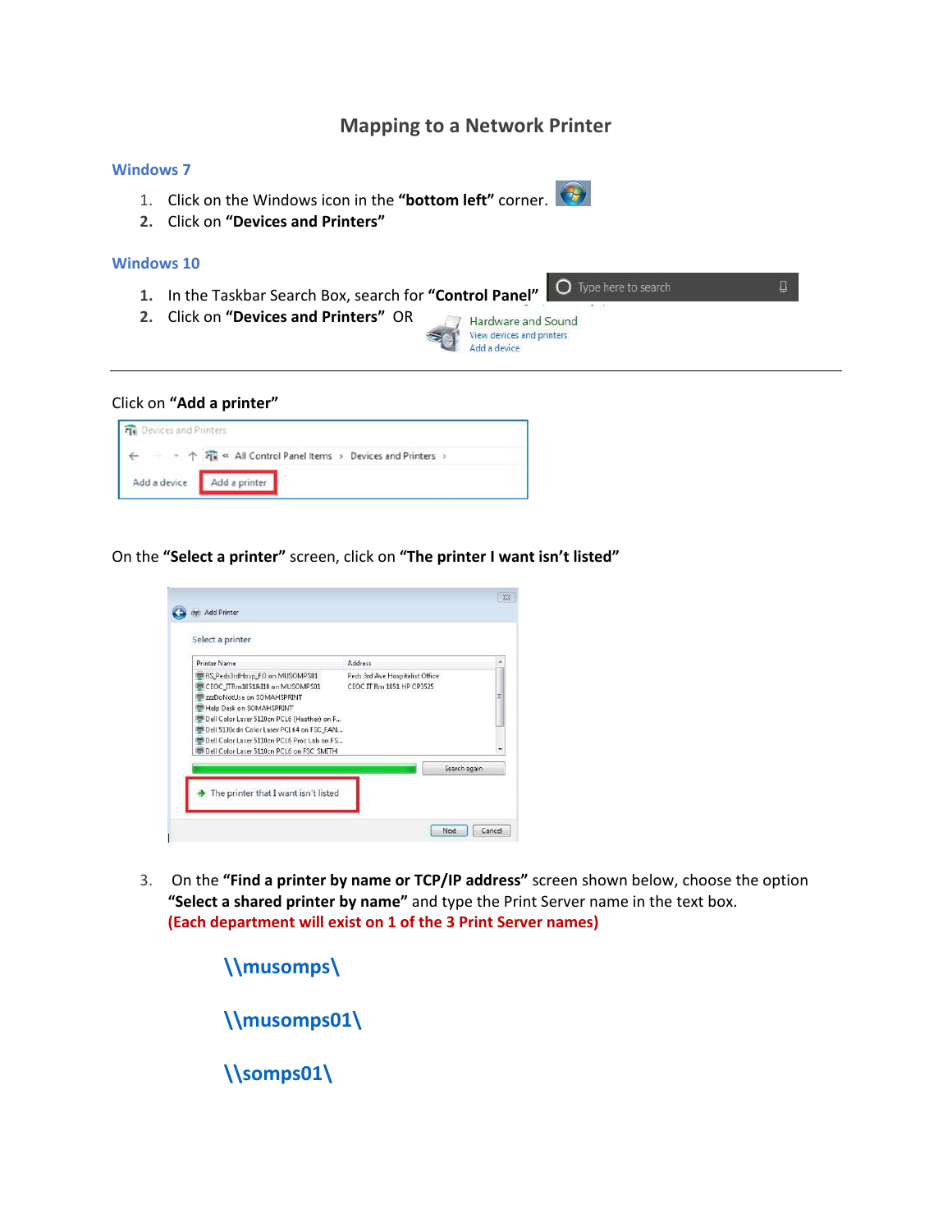# Mapping to a Network Printer

## Windows 7

1. Click on the Windows icon in the **"bottom left"** corner.
2. Click on **"Devices and Printers"**

## Windows 10

1. In the Taskbar Search Box, search for **"Control Panel"**
2. Click on **"Devices and Printers"** OR

---

Click on **"Add a printer"**

On the **"Select a printer"** screen, click on **"The printer I want isn't listed"**

3. On the **"Find a printer by name or TCP/IP address"** screen shown below, choose the option **"Select a shared printer by name"** and type the Print Server name in the text box. **(Each department will exist on 1 of the 3 Print Server names)**

   **\\musomps\**

   **\\musomps01\**

   **\\somps01\**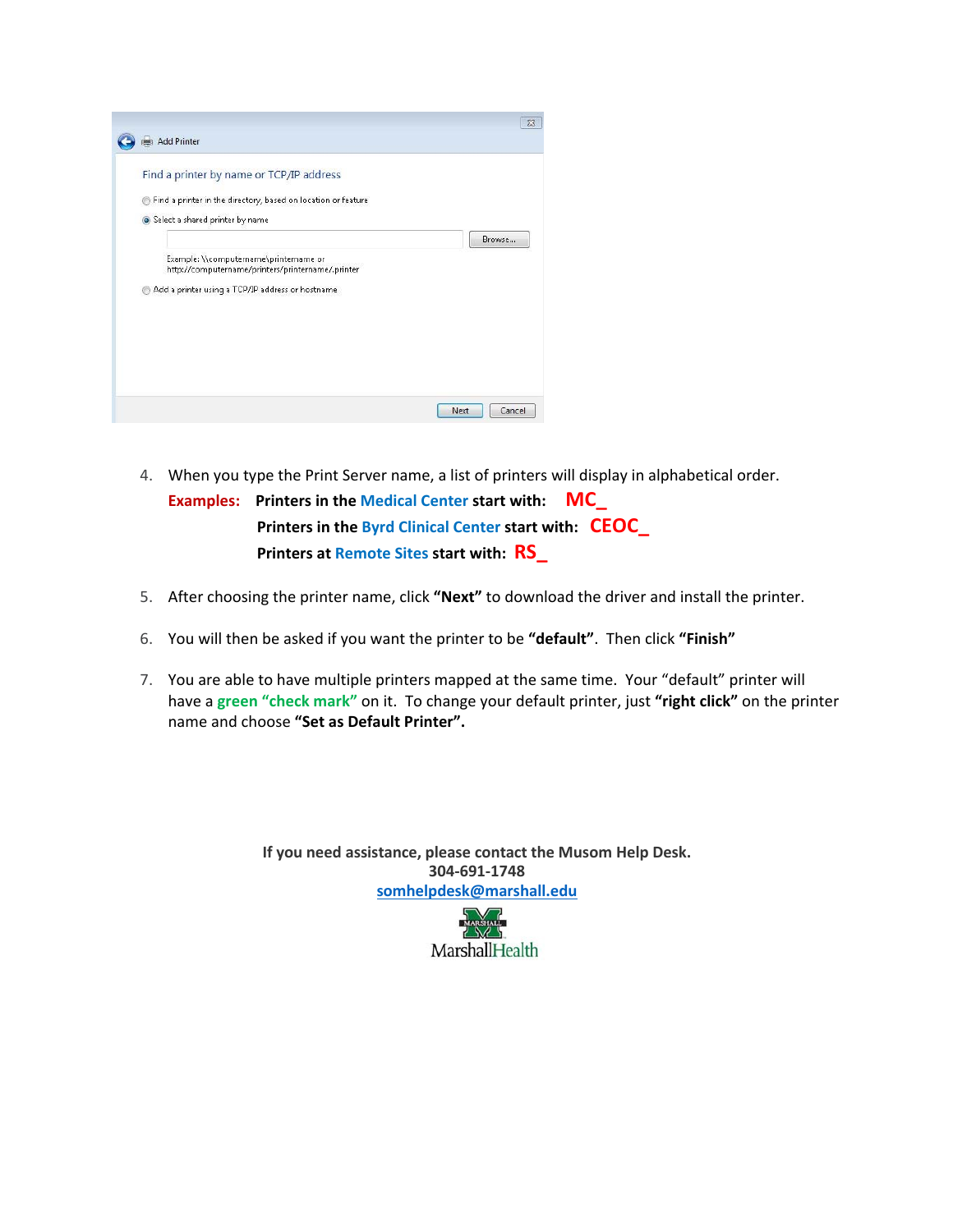Add Printer

Find a printer by name or TCP/IP address

Find a printer in the directory, based on location or feature

Select a shared printer by name

Browse...

Example: \\computername\printername or
http://computername/printers/printername/.printer

Add a printer using a TCP/IP address or hostname

Next Cancel

4. When you type the Print Server name, a list of printers will display in alphabetical order.

   **Examples:** **Printers in the Medical Center start with:** **MC_**

   **Printers in the Byrd Clinical Center start with:** **CEOC_**

   **Printers at Remote Sites start with:** **RS_**

5. After choosing the printer name, click **"Next"** to download the driver and install the printer.

6. You will then be asked if you want the printer to be **"default"**. Then click **"Finish"**

7. You are able to have multiple printers mapped at the same time. Your "default" printer will have a **green "check mark"** on it. To change your default printer, just **"right click"** on the printer name and choose **"Set as Default Printer".**

**If you need assistance, please contact the Musom Help Desk.**
**304-691-1748**
**somhelpdesk@marshall.edu**

MarshallHealth